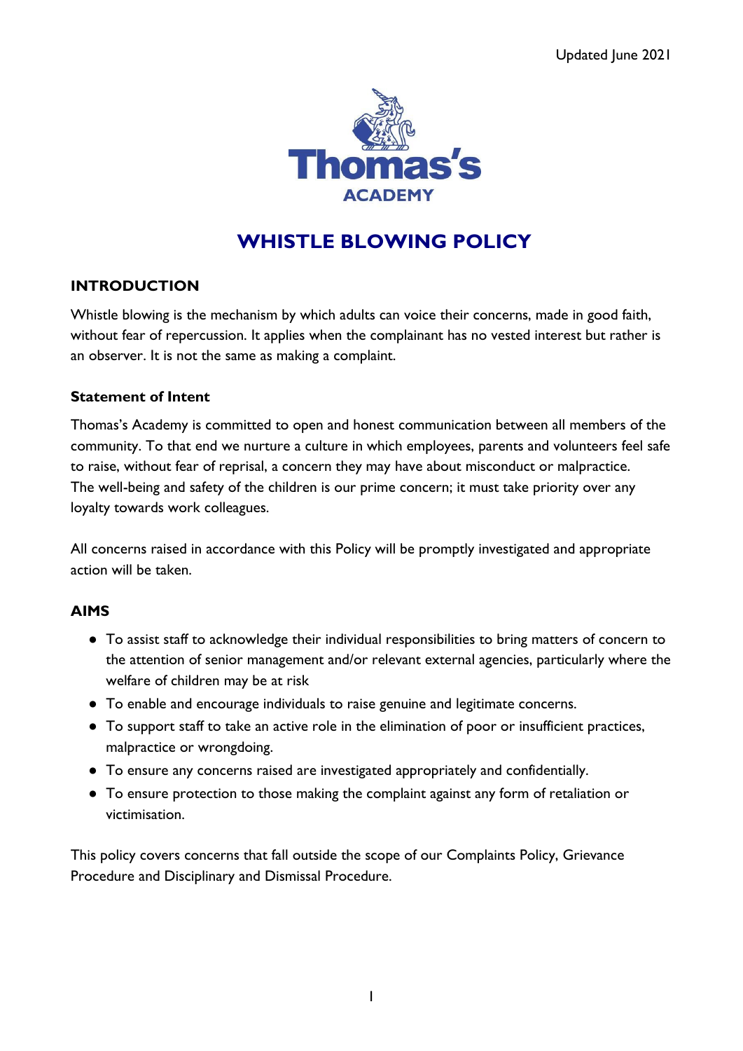Updated June 2021

Thomas's ACADEMY

# WHISTLE BLOWING POLICY

## INTRODUCTION

Whistle blowing is the mechanism by which adults can voice their concerns, made in good faith, without fear of repercussion. It applies when the complainant has no vested interest but rather is an observer. It is not the same as making a complaint.

### Statement of Intent

Thomas's Academy is committed to open and honest communication between all members of the community. To that end we nurture a culture in which employees, parents and volunteers feel safe to raise, without fear of reprisal, a concern they may have about misconduct or malpractice. The well-being and safety of the children is our prime concern; it must take priority over any loyalty towards work colleagues.

All concerns raised in accordance with this Policy will be promptly investigated and appropriate action will be taken.

## AIMS

- To assist staff to acknowledge their individual responsibilities to bring matters of concern to the attention of senior management and/or relevant external agencies, particularly where the welfare of children may be at risk
- To enable and encourage individuals to raise genuine and legitimate concerns.
- To support staff to take an active role in the elimination of poor or insufficient practices, malpractice or wrongdoing.
- To ensure any concerns raised are investigated appropriately and confidentially.
- To ensure protection to those making the complaint against any form of retaliation or victimisation.

This policy covers concerns that fall outside the scope of our Complaints Policy, Grievance Procedure and Disciplinary and Dismissal Procedure.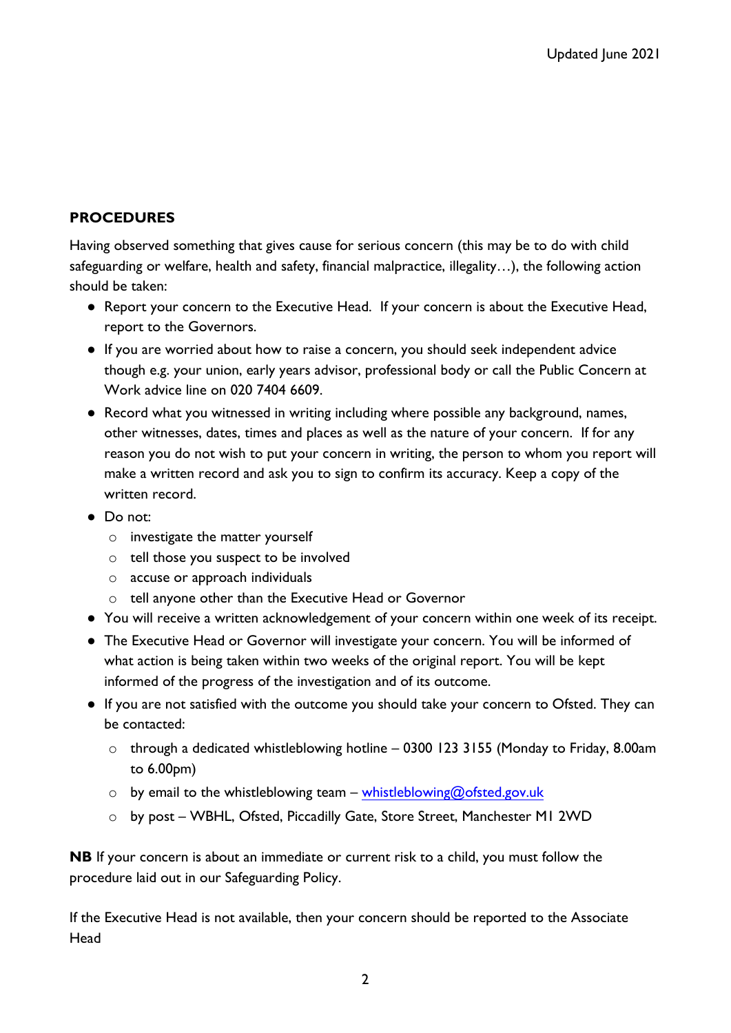## PROCEDURES

Having observed something that gives cause for serious concern (this may be to do with child safeguarding or welfare, health and safety, financial malpractice, illegality…), the following action should be taken:

- Report your concern to the Executive Head. If your concern is about the Executive Head, report to the Governors.
- If you are worried about how to raise a concern, you should seek independent advice though e.g. your union, early years advisor, professional body or call the Public Concern at Work advice line on 020 7404 6609.
- Record what you witnessed in writing including where possible any background, names, other witnesses, dates, times and places as well as the nature of your concern. If for any reason you do not wish to put your concern in writing, the person to whom you report will make a written record and ask you to sign to confirm its accuracy. Keep a copy of the written record.
- Do not:
  - investigate the matter yourself
  - tell those you suspect to be involved
  - accuse or approach individuals
  - tell anyone other than the Executive Head or Governor
- You will receive a written acknowledgement of your concern within one week of its receipt.
- The Executive Head or Governor will investigate your concern. You will be informed of what action is being taken within two weeks of the original report. You will be kept informed of the progress of the investigation and of its outcome.
- If you are not satisfied with the outcome you should take your concern to Ofsted. They can be contacted:
  - through a dedicated whistleblowing hotline – 0300 123 3155 (Monday to Friday, 8.00am to 6.00pm)
  - by email to the whistleblowing team – whistleblowing@ofsted.gov.uk
  - by post – WBHL, Ofsted, Piccadilly Gate, Store Street, Manchester M1 2WD

**NB** If your concern is about an immediate or current risk to a child, you must follow the procedure laid out in our Safeguarding Policy.

If the Executive Head is not available, then your concern should be reported to the Associate Head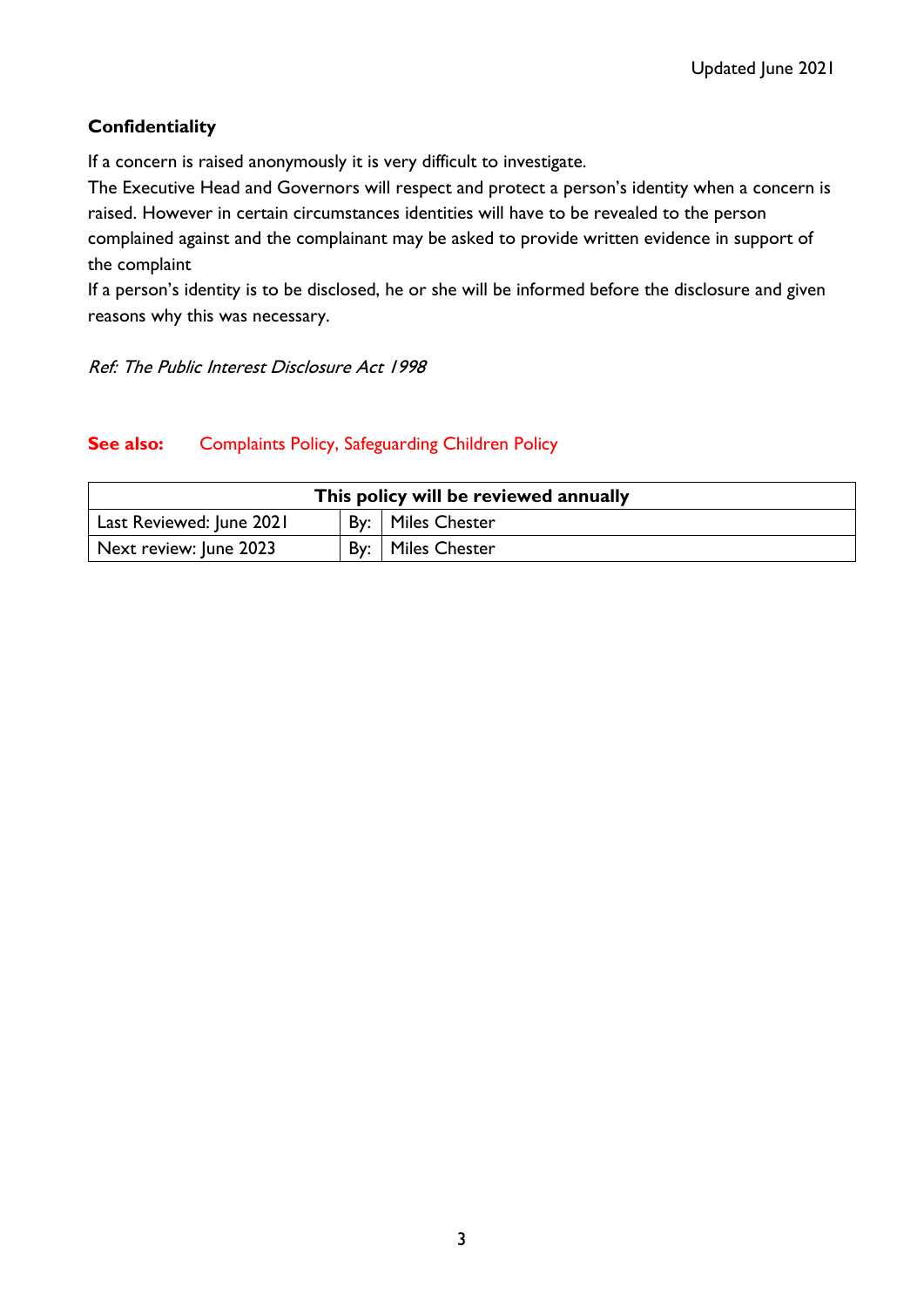### Confidentiality

If a concern is raised anonymously it is very difficult to investigate.

The Executive Head and Governors will respect and protect a person's identity when a concern is raised. However in certain circumstances identities will have to be revealed to the person complained against and the complainant may be asked to provide written evidence in support of the complaint

If a person's identity is to be disclosed, he or she will be informed before the disclosure and given reasons why this was necessary.

*Ref: The Public Interest Disclosure Act 1998*

**See also:** Complaints Policy, Safeguarding Children Policy

| This policy will be reviewed annually | | |
|---|---|---|
| Last Reviewed: June 2021 | By: | Miles Chester |
| Next review: June 2023 | By: | Miles Chester |